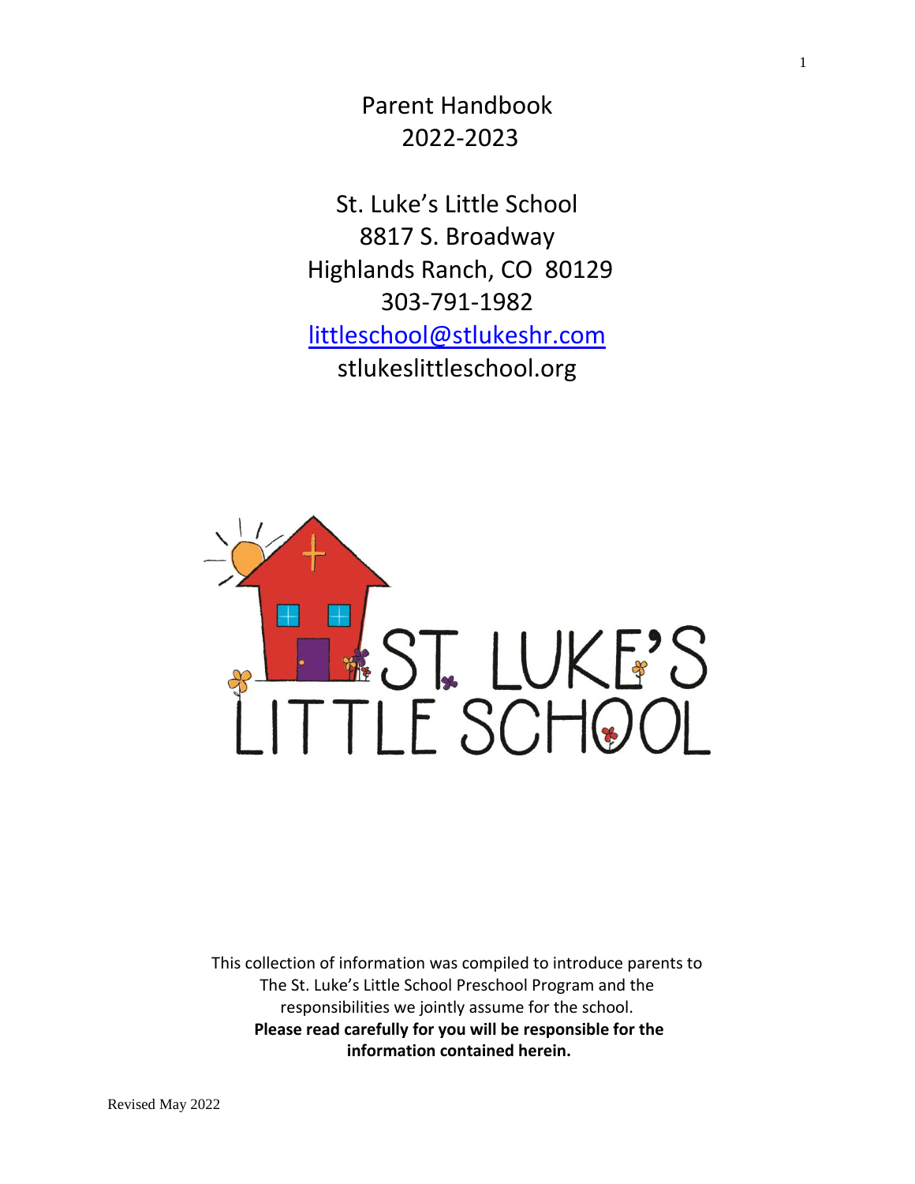# Parent Handbook
# 2022-2023

## St. Luke's Little School
8817 S. Broadway
Highlands Ranch, CO 80129
303-791-1982
littleschool@stlukeshr.com
stlukeslittleschool.org

This collection of information was compiled to introduce parents to The St. Luke's Little School Preschool Program and the responsibilities we jointly assume for the school.
**Please read carefully for you will be responsible for the information contained herein.**

Revised May 2022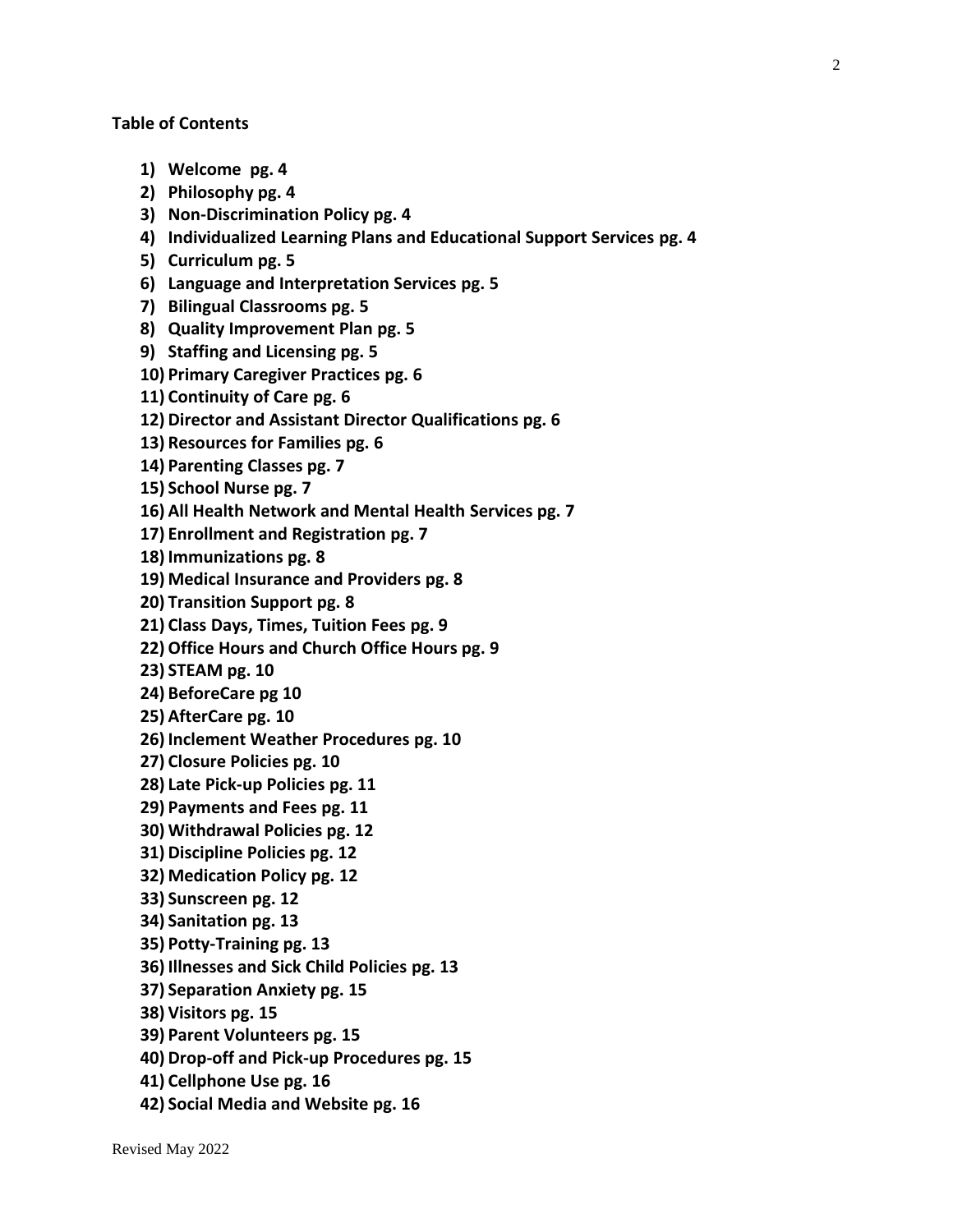**Table of Contents**

1) **Welcome pg. 4**
2) **Philosophy pg. 4**
3) **Non-Discrimination Policy pg. 4**
4) **Individualized Learning Plans and Educational Support Services pg. 4**
5) **Curriculum pg. 5**
6) **Language and Interpretation Services pg. 5**
7) **Bilingual Classrooms pg. 5**
8) **Quality Improvement Plan pg. 5**
9) **Staffing and Licensing pg. 5**
10) **Primary Caregiver Practices pg. 6**
11) **Continuity of Care pg. 6**
12) **Director and Assistant Director Qualifications pg. 6**
13) **Resources for Families pg. 6**
14) **Parenting Classes pg. 7**
15) **School Nurse pg. 7**
16) **All Health Network and Mental Health Services pg. 7**
17) **Enrollment and Registration pg. 7**
18) **Immunizations pg. 8**
19) **Medical Insurance and Providers pg. 8**
20) **Transition Support pg. 8**
21) **Class Days, Times, Tuition Fees pg. 9**
22) **Office Hours and Church Office Hours pg. 9**
23) **STEAM pg. 10**
24) **BeforeCare pg 10**
25) **AfterCare pg. 10**
26) **Inclement Weather Procedures pg. 10**
27) **Closure Policies pg. 10**
28) **Late Pick-up Policies pg. 11**
29) **Payments and Fees pg. 11**
30) **Withdrawal Policies pg. 12**
31) **Discipline Policies pg. 12**
32) **Medication Policy pg. 12**
33) **Sunscreen pg. 12**
34) **Sanitation pg. 13**
35) **Potty-Training pg. 13**
36) **Illnesses and Sick Child Policies pg. 13**
37) **Separation Anxiety pg. 15**
38) **Visitors pg. 15**
39) **Parent Volunteers pg. 15**
40) **Drop-off and Pick-up Procedures pg. 15**
41) **Cellphone Use pg. 16**
42) **Social Media and Website pg. 16**

Revised May 2022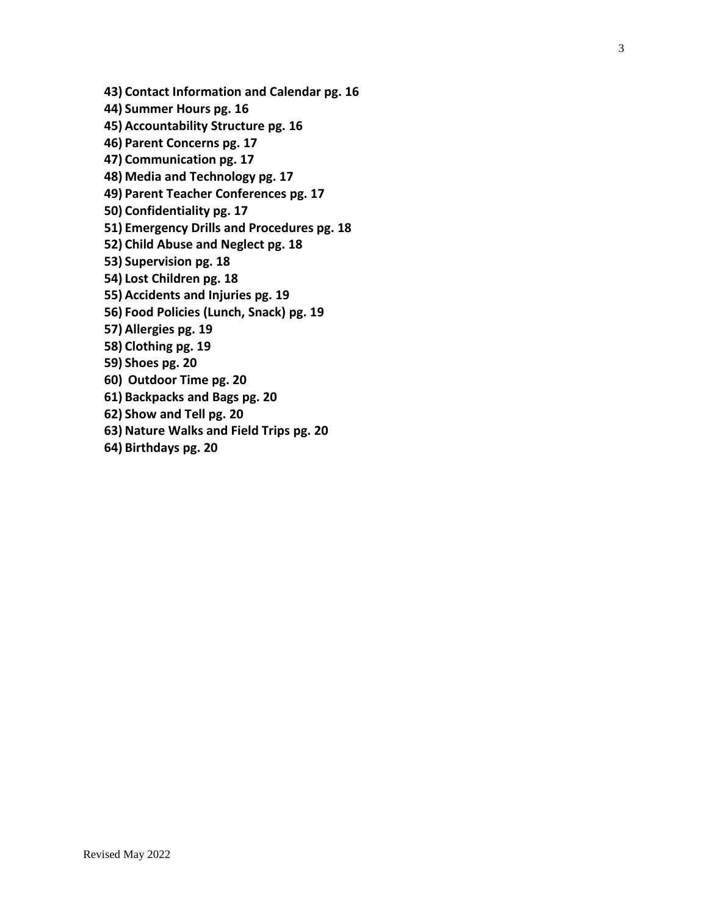43) **Contact Information and Calendar pg. 16**
44) **Summer Hours pg. 16**
45) **Accountability Structure pg. 16**
46) **Parent Concerns pg. 17**
47) **Communication pg. 17**
48) **Media and Technology pg. 17**
49) **Parent Teacher Conferences pg. 17**
50) **Confidentiality pg. 17**
51) **Emergency Drills and Procedures pg. 18**
52) **Child Abuse and Neglect pg. 18**
53) **Supervision pg. 18**
54) **Lost Children pg. 18**
55) **Accidents and Injuries pg. 19**
56) **Food Policies (Lunch, Snack) pg. 19**
57) **Allergies pg. 19**
58) **Clothing pg. 19**
59) **Shoes pg. 20**
60) **Outdoor Time pg. 20**
61) **Backpacks and Bags pg. 20**
62) **Show and Tell pg. 20**
63) **Nature Walks and Field Trips pg. 20**
64) **Birthdays pg. 20**

Revised May 2022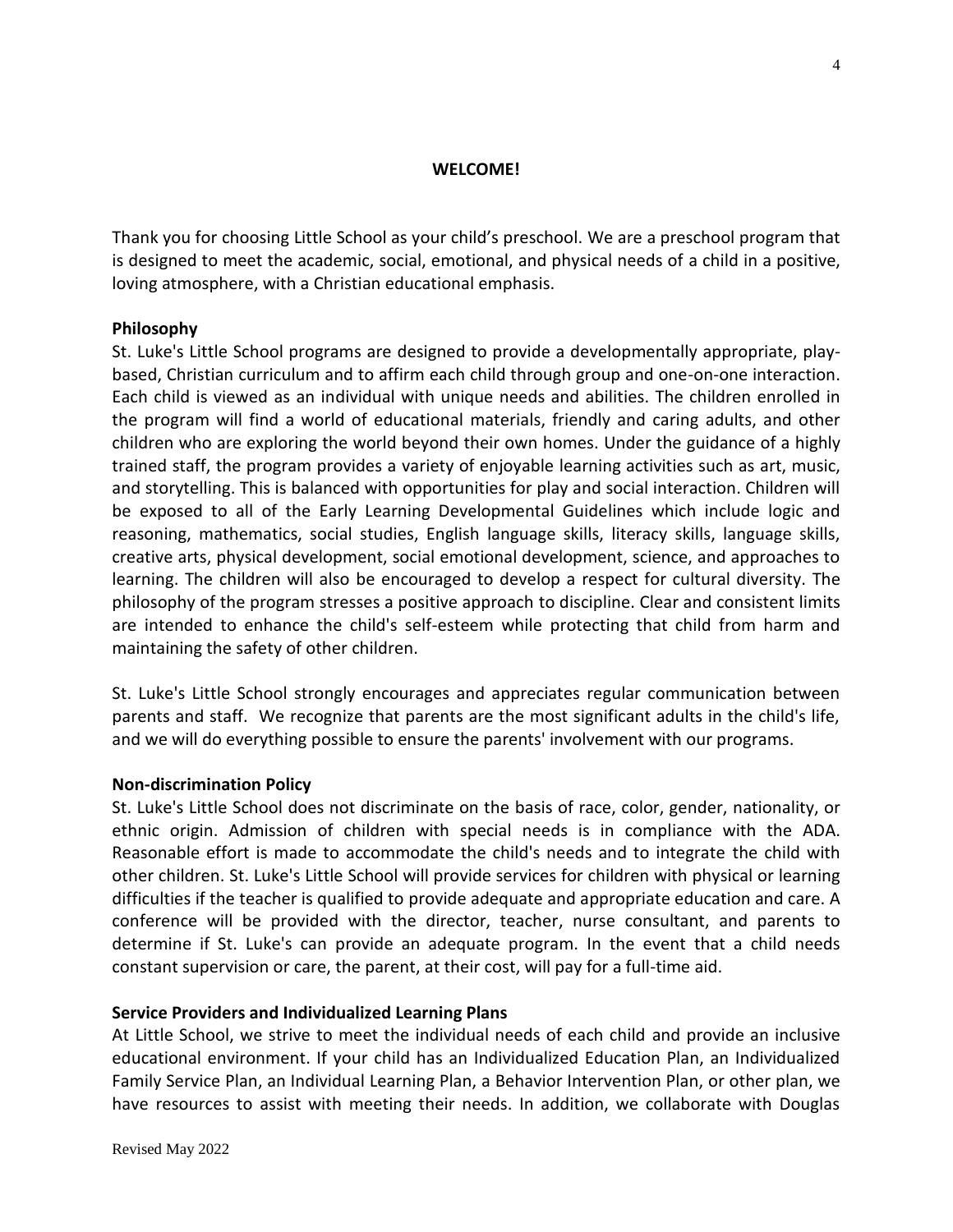## WELCOME!

Thank you for choosing Little School as your child's preschool. We are a preschool program that is designed to meet the academic, social, emotional, and physical needs of a child in a positive, loving atmosphere, with a Christian educational emphasis.

**Philosophy**

St. Luke's Little School programs are designed to provide a developmentally appropriate, play-based, Christian curriculum and to affirm each child through group and one-on-one interaction. Each child is viewed as an individual with unique needs and abilities. The children enrolled in the program will find a world of educational materials, friendly and caring adults, and other children who are exploring the world beyond their own homes. Under the guidance of a highly trained staff, the program provides a variety of enjoyable learning activities such as art, music, and storytelling. This is balanced with opportunities for play and social interaction. Children will be exposed to all of the Early Learning Developmental Guidelines which include logic and reasoning, mathematics, social studies, English language skills, literacy skills, language skills, creative arts, physical development, social emotional development, science, and approaches to learning. The children will also be encouraged to develop a respect for cultural diversity. The philosophy of the program stresses a positive approach to discipline. Clear and consistent limits are intended to enhance the child's self-esteem while protecting that child from harm and maintaining the safety of other children.

St. Luke's Little School strongly encourages and appreciates regular communication between parents and staff. We recognize that parents are the most significant adults in the child's life, and we will do everything possible to ensure the parents' involvement with our programs.

**Non-discrimination Policy**

St. Luke's Little School does not discriminate on the basis of race, color, gender, nationality, or ethnic origin. Admission of children with special needs is in compliance with the ADA. Reasonable effort is made to accommodate the child's needs and to integrate the child with other children. St. Luke's Little School will provide services for children with physical or learning difficulties if the teacher is qualified to provide adequate and appropriate education and care. A conference will be provided with the director, teacher, nurse consultant, and parents to determine if St. Luke's can provide an adequate program. In the event that a child needs constant supervision or care, the parent, at their cost, will pay for a full-time aid.

**Service Providers and Individualized Learning Plans**

At Little School, we strive to meet the individual needs of each child and provide an inclusive educational environment. If your child has an Individualized Education Plan, an Individualized Family Service Plan, an Individual Learning Plan, a Behavior Intervention Plan, or other plan, we have resources to assist with meeting their needs. In addition, we collaborate with Douglas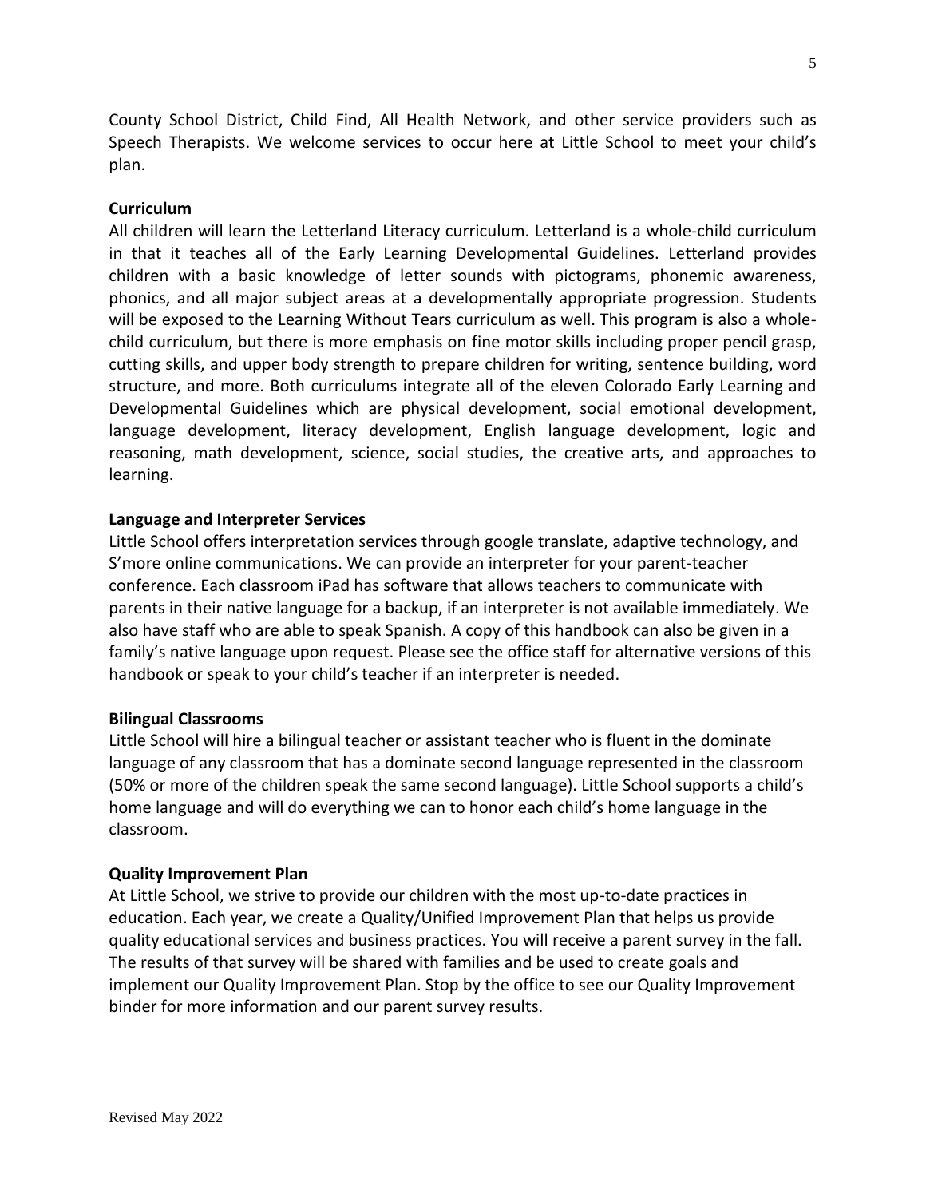County School District, Child Find, All Health Network, and other service providers such as Speech Therapists. We welcome services to occur here at Little School to meet your child's plan.

**Curriculum**

All children will learn the Letterland Literacy curriculum. Letterland is a whole-child curriculum in that it teaches all of the Early Learning Developmental Guidelines. Letterland provides children with a basic knowledge of letter sounds with pictograms, phonemic awareness, phonics, and all major subject areas at a developmentally appropriate progression. Students will be exposed to the Learning Without Tears curriculum as well. This program is also a whole-child curriculum, but there is more emphasis on fine motor skills including proper pencil grasp, cutting skills, and upper body strength to prepare children for writing, sentence building, word structure, and more. Both curriculums integrate all of the eleven Colorado Early Learning and Developmental Guidelines which are physical development, social emotional development, language development, literacy development, English language development, logic and reasoning, math development, science, social studies, the creative arts, and approaches to learning.

**Language and Interpreter Services**

Little School offers interpretation services through google translate, adaptive technology, and S'more online communications. We can provide an interpreter for your parent-teacher conference. Each classroom iPad has software that allows teachers to communicate with parents in their native language for a backup, if an interpreter is not available immediately. We also have staff who are able to speak Spanish. A copy of this handbook can also be given in a family's native language upon request. Please see the office staff for alternative versions of this handbook or speak to your child's teacher if an interpreter is needed.

**Bilingual Classrooms**

Little School will hire a bilingual teacher or assistant teacher who is fluent in the dominate language of any classroom that has a dominate second language represented in the classroom (50% or more of the children speak the same second language). Little School supports a child's home language and will do everything we can to honor each child's home language in the classroom.

**Quality Improvement Plan**

At Little School, we strive to provide our children with the most up-to-date practices in education. Each year, we create a Quality/Unified Improvement Plan that helps us provide quality educational services and business practices. You will receive a parent survey in the fall. The results of that survey will be shared with families and be used to create goals and implement our Quality Improvement Plan. Stop by the office to see our Quality Improvement binder for more information and our parent survey results.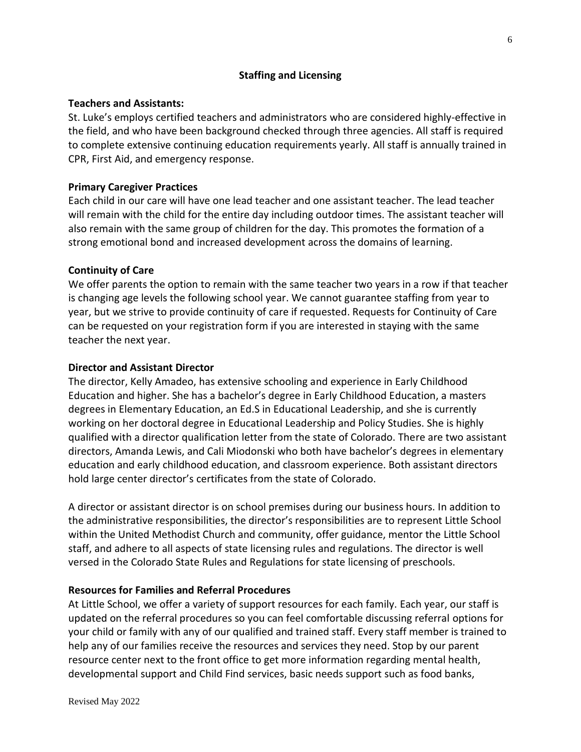## Staffing and Licensing

**Teachers and Assistants:**

St. Luke's employs certified teachers and administrators who are considered highly-effective in the field, and who have been background checked through three agencies. All staff is required to complete extensive continuing education requirements yearly. All staff is annually trained in CPR, First Aid, and emergency response.

**Primary Caregiver Practices**

Each child in our care will have one lead teacher and one assistant teacher. The lead teacher will remain with the child for the entire day including outdoor times. The assistant teacher will also remain with the same group of children for the day. This promotes the formation of a strong emotional bond and increased development across the domains of learning.

**Continuity of Care**

We offer parents the option to remain with the same teacher two years in a row if that teacher is changing age levels the following school year. We cannot guarantee staffing from year to year, but we strive to provide continuity of care if requested. Requests for Continuity of Care can be requested on your registration form if you are interested in staying with the same teacher the next year.

**Director and Assistant Director**

The director, Kelly Amadeo, has extensive schooling and experience in Early Childhood Education and higher. She has a bachelor's degree in Early Childhood Education, a masters degrees in Elementary Education, an Ed.S in Educational Leadership, and she is currently working on her doctoral degree in Educational Leadership and Policy Studies. She is highly qualified with a director qualification letter from the state of Colorado. There are two assistant directors, Amanda Lewis, and Cali Miodonski who both have bachelor's degrees in elementary education and early childhood education, and classroom experience. Both assistant directors hold large center director's certificates from the state of Colorado.

A director or assistant director is on school premises during our business hours. In addition to the administrative responsibilities, the director's responsibilities are to represent Little School within the United Methodist Church and community, offer guidance, mentor the Little School staff, and adhere to all aspects of state licensing rules and regulations. The director is well versed in the Colorado State Rules and Regulations for state licensing of preschools.

**Resources for Families and Referral Procedures**

At Little School, we offer a variety of support resources for each family. Each year, our staff is updated on the referral procedures so you can feel comfortable discussing referral options for your child or family with any of our qualified and trained staff. Every staff member is trained to help any of our families receive the resources and services they need. Stop by our parent resource center next to the front office to get more information regarding mental health, developmental support and Child Find services, basic needs support such as food banks,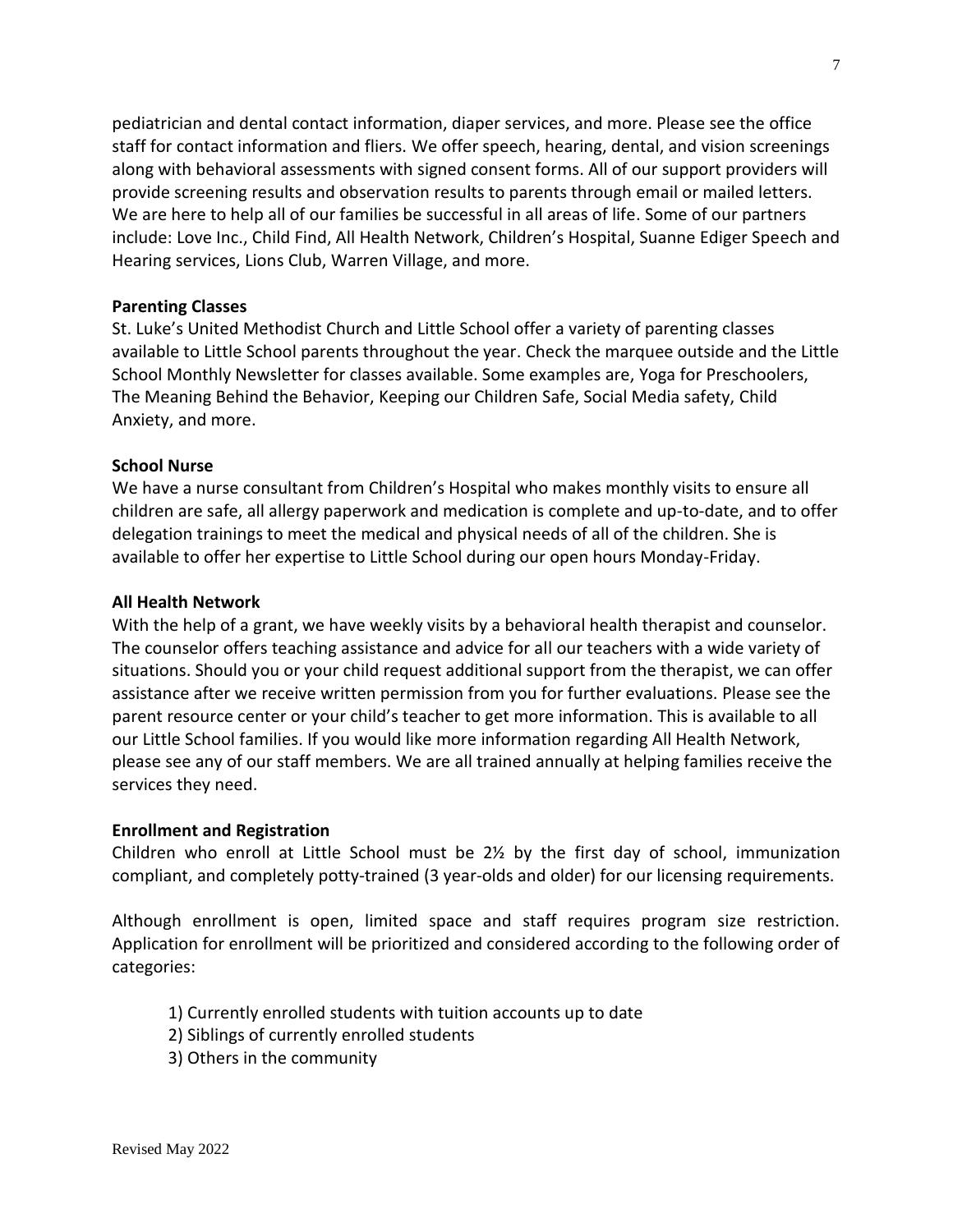pediatrician and dental contact information, diaper services, and more. Please see the office staff for contact information and fliers. We offer speech, hearing, dental, and vision screenings along with behavioral assessments with signed consent forms. All of our support providers will provide screening results and observation results to parents through email or mailed letters. We are here to help all of our families be successful in all areas of life. Some of our partners include: Love Inc., Child Find, All Health Network, Children's Hospital, Suanne Ediger Speech and Hearing services, Lions Club, Warren Village, and more.

**Parenting Classes**

St. Luke's United Methodist Church and Little School offer a variety of parenting classes available to Little School parents throughout the year. Check the marquee outside and the Little School Monthly Newsletter for classes available. Some examples are, Yoga for Preschoolers, The Meaning Behind the Behavior, Keeping our Children Safe, Social Media safety, Child Anxiety, and more.

**School Nurse**

We have a nurse consultant from Children's Hospital who makes monthly visits to ensure all children are safe, all allergy paperwork and medication is complete and up-to-date, and to offer delegation trainings to meet the medical and physical needs of all of the children. She is available to offer her expertise to Little School during our open hours Monday-Friday.

**All Health Network**

With the help of a grant, we have weekly visits by a behavioral health therapist and counselor. The counselor offers teaching assistance and advice for all our teachers with a wide variety of situations. Should you or your child request additional support from the therapist, we can offer assistance after we receive written permission from you for further evaluations. Please see the parent resource center or your child's teacher to get more information. This is available to all our Little School families. If you would like more information regarding All Health Network, please see any of our staff members. We are all trained annually at helping families receive the services they need.

**Enrollment and Registration**

Children who enroll at Little School must be 2½ by the first day of school, immunization compliant, and completely potty-trained (3 year-olds and older) for our licensing requirements.

Although enrollment is open, limited space and staff requires program size restriction. Application for enrollment will be prioritized and considered according to the following order of categories:

1) Currently enrolled students with tuition accounts up to date
2) Siblings of currently enrolled students
3) Others in the community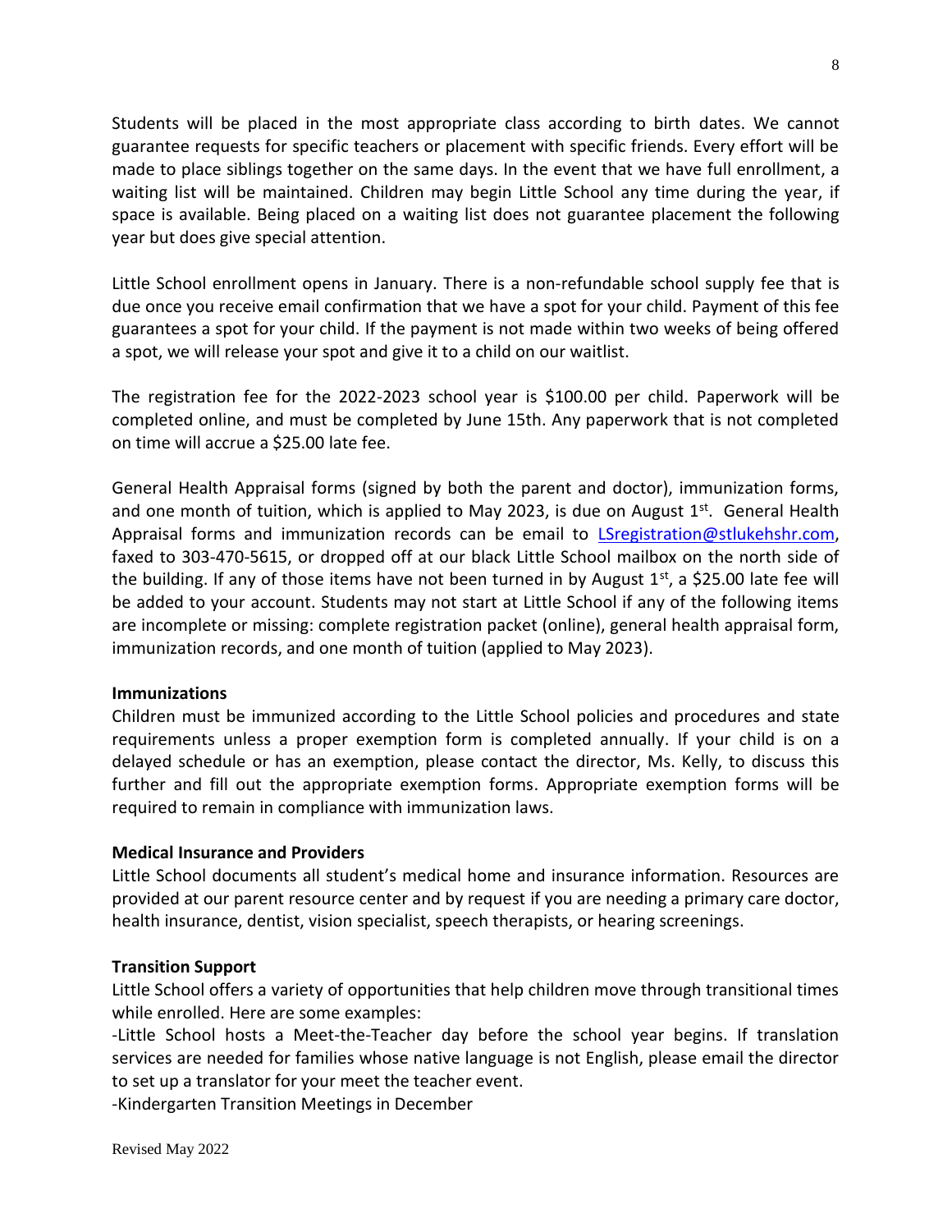Students will be placed in the most appropriate class according to birth dates. We cannot guarantee requests for specific teachers or placement with specific friends. Every effort will be made to place siblings together on the same days. In the event that we have full enrollment, a waiting list will be maintained. Children may begin Little School any time during the year, if space is available. Being placed on a waiting list does not guarantee placement the following year but does give special attention.

Little School enrollment opens in January. There is a non-refundable school supply fee that is due once you receive email confirmation that we have a spot for your child. Payment of this fee guarantees a spot for your child. If the payment is not made within two weeks of being offered a spot, we will release your spot and give it to a child on our waitlist.

The registration fee for the 2022-2023 school year is $100.00 per child. Paperwork will be completed online, and must be completed by June 15th. Any paperwork that is not completed on time will accrue a $25.00 late fee.

General Health Appraisal forms (signed by both the parent and doctor), immunization forms, and one month of tuition, which is applied to May 2023, is due on August 1st. General Health Appraisal forms and immunization records can be email to [LSregistration@stlukehshr.com](mailto:LSregistration@stlukehshr.com), faxed to 303-470-5615, or dropped off at our black Little School mailbox on the north side of the building. If any of those items have not been turned in by August 1st, a $25.00 late fee will be added to your account. Students may not start at Little School if any of the following items are incomplete or missing: complete registration packet (online), general health appraisal form, immunization records, and one month of tuition (applied to May 2023).

**Immunizations**

Children must be immunized according to the Little School policies and procedures and state requirements unless a proper exemption form is completed annually. If your child is on a delayed schedule or has an exemption, please contact the director, Ms. Kelly, to discuss this further and fill out the appropriate exemption forms. Appropriate exemption forms will be required to remain in compliance with immunization laws.

**Medical Insurance and Providers**

Little School documents all student's medical home and insurance information. Resources are provided at our parent resource center and by request if you are needing a primary care doctor, health insurance, dentist, vision specialist, speech therapists, or hearing screenings.

**Transition Support**

Little School offers a variety of opportunities that help children move through transitional times while enrolled. Here are some examples:

-Little School hosts a Meet-the-Teacher day before the school year begins. If translation services are needed for families whose native language is not English, please email the director to set up a translator for your meet the teacher event.

-Kindergarten Transition Meetings in December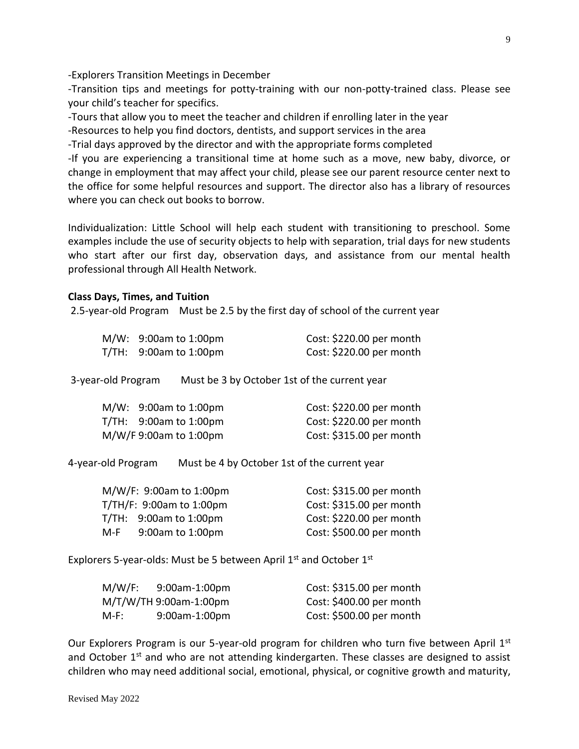-Explorers Transition Meetings in December

-Transition tips and meetings for potty-training with our non-potty-trained class. Please see your child's teacher for specifics.

-Tours that allow you to meet the teacher and children if enrolling later in the year

-Resources to help you find doctors, dentists, and support services in the area

-Trial days approved by the director and with the appropriate forms completed

-If you are experiencing a transitional time at home such as a move, new baby, divorce, or change in employment that may affect your child, please see our parent resource center next to the office for some helpful resources and support. The director also has a library of resources where you can check out books to borrow.

Individualization: Little School will help each student with transitioning to preschool. Some examples include the use of security objects to help with separation, trial days for new students who start after our first day, observation days, and assistance from our mental health professional through All Health Network.

**Class Days, Times, and Tuition**

2.5-year-old Program    Must be 2.5 by the first day of school of the current year

| Days/Times | Cost |
|---|---|
| M/W: 9:00am to 1:00pm | Cost: $220.00 per month |
| T/TH: 9:00am to 1:00pm | Cost: $220.00 per month |

3-year-old Program    Must be 3 by October 1st of the current year

| Days/Times | Cost |
|---|---|
| M/W: 9:00am to 1:00pm | Cost: $220.00 per month |
| T/TH: 9:00am to 1:00pm | Cost: $220.00 per month |
| M/W/F 9:00am to 1:00pm | Cost: $315.00 per month |

4-year-old Program    Must be 4 by October 1st of the current year

| Days/Times | Cost |
|---|---|
| M/W/F: 9:00am to 1:00pm | Cost: $315.00 per month |
| T/TH/F: 9:00am to 1:00pm | Cost: $315.00 per month |
| T/TH: 9:00am to 1:00pm | Cost: $220.00 per month |
| M-F 9:00am to 1:00pm | Cost: $500.00 per month |

Explorers 5-year-olds: Must be 5 between April 1st and October 1st

| Days/Times | Cost |
|---|---|
| M/W/F: 9:00am-1:00pm | Cost: $315.00 per month |
| M/T/W/TH 9:00am-1:00pm | Cost: $400.00 per month |
| M-F: 9:00am-1:00pm | Cost: $500.00 per month |

Our Explorers Program is our 5-year-old program for children who turn five between April 1st and October 1st and who are not attending kindergarten. These classes are designed to assist children who may need additional social, emotional, physical, or cognitive growth and maturity,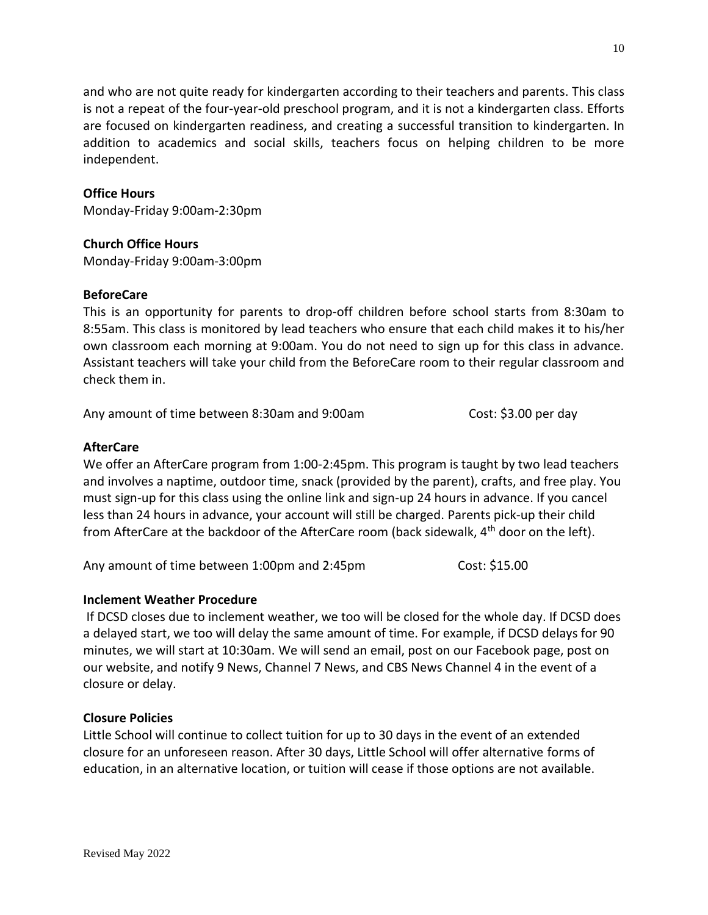and who are not quite ready for kindergarten according to their teachers and parents. This class is not a repeat of the four-year-old preschool program, and it is not a kindergarten class. Efforts are focused on kindergarten readiness, and creating a successful transition to kindergarten. In addition to academics and social skills, teachers focus on helping children to be more independent.

**Office Hours**
Monday-Friday 9:00am-2:30pm

**Church Office Hours**
Monday-Friday 9:00am-3:00pm

**BeforeCare**
This is an opportunity for parents to drop-off children before school starts from 8:30am to 8:55am. This class is monitored by lead teachers who ensure that each child makes it to his/her own classroom each morning at 9:00am. You do not need to sign up for this class in advance. Assistant teachers will take your child from the BeforeCare room to their regular classroom and check them in.

Any amount of time between 8:30am and 9:00am Cost: $3.00 per day

**AfterCare**
We offer an AfterCare program from 1:00-2:45pm. This program is taught by two lead teachers and involves a naptime, outdoor time, snack (provided by the parent), crafts, and free play. You must sign-up for this class using the online link and sign-up 24 hours in advance. If you cancel less than 24 hours in advance, your account will still be charged. Parents pick-up their child from AfterCare at the backdoor of the AfterCare room (back sidewalk, 4th door on the left).

Any amount of time between 1:00pm and 2:45pm Cost: $15.00

**Inclement Weather Procedure**
If DCSD closes due to inclement weather, we too will be closed for the whole day. If DCSD does a delayed start, we too will delay the same amount of time. For example, if DCSD delays for 90 minutes, we will start at 10:30am. We will send an email, post on our Facebook page, post on our website, and notify 9 News, Channel 7 News, and CBS News Channel 4 in the event of a closure or delay.

**Closure Policies**
Little School will continue to collect tuition for up to 30 days in the event of an extended closure for an unforeseen reason. After 30 days, Little School will offer alternative forms of education, in an alternative location, or tuition will cease if those options are not available.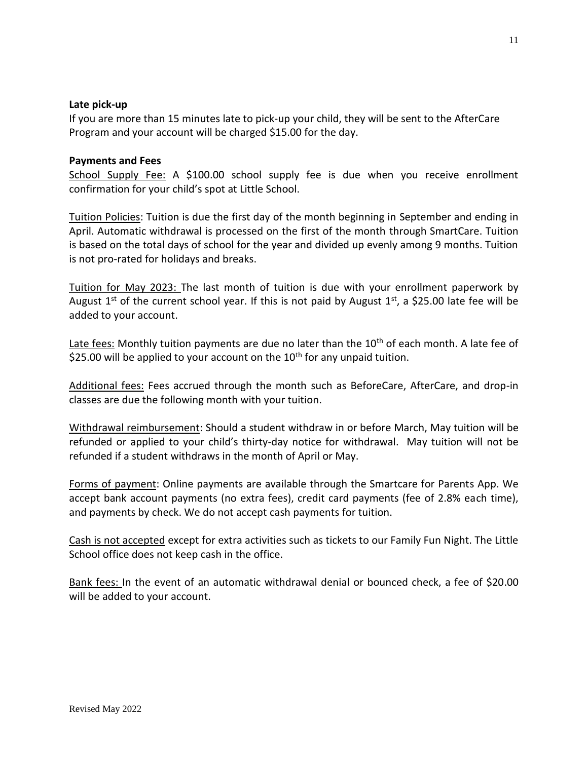**Late pick-up**

If you are more than 15 minutes late to pick-up your child, they will be sent to the AfterCare Program and your account will be charged $15.00 for the day.

**Payments and Fees**

School Supply Fee: A $100.00 school supply fee is due when you receive enrollment confirmation for your child's spot at Little School.

Tuition Policies: Tuition is due the first day of the month beginning in September and ending in April. Automatic withdrawal is processed on the first of the month through SmartCare. Tuition is based on the total days of school for the year and divided up evenly among 9 months. Tuition is not pro-rated for holidays and breaks.

Tuition for May 2023: The last month of tuition is due with your enrollment paperwork by August 1st of the current school year. If this is not paid by August 1st, a $25.00 late fee will be added to your account.

Late fees: Monthly tuition payments are due no later than the 10th of each month. A late fee of $25.00 will be applied to your account on the 10th for any unpaid tuition.

Additional fees: Fees accrued through the month such as BeforeCare, AfterCare, and drop-in classes are due the following month with your tuition.

Withdrawal reimbursement: Should a student withdraw in or before March, May tuition will be refunded or applied to your child's thirty-day notice for withdrawal. May tuition will not be refunded if a student withdraws in the month of April or May.

Forms of payment: Online payments are available through the Smartcare for Parents App. We accept bank account payments (no extra fees), credit card payments (fee of 2.8% each time), and payments by check. We do not accept cash payments for tuition.

Cash is not accepted except for extra activities such as tickets to our Family Fun Night. The Little School office does not keep cash in the office.

Bank fees: In the event of an automatic withdrawal denial or bounced check, a fee of $20.00 will be added to your account.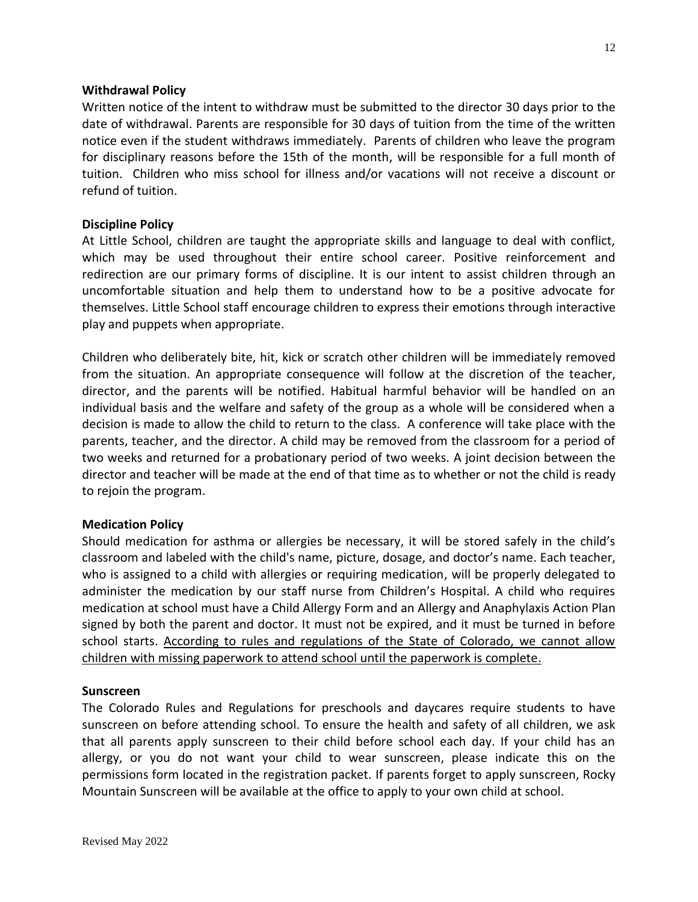**Withdrawal Policy**

Written notice of the intent to withdraw must be submitted to the director 30 days prior to the date of withdrawal. Parents are responsible for 30 days of tuition from the time of the written notice even if the student withdraws immediately. Parents of children who leave the program for disciplinary reasons before the 15th of the month, will be responsible for a full month of tuition. Children who miss school for illness and/or vacations will not receive a discount or refund of tuition.

**Discipline Policy**

At Little School, children are taught the appropriate skills and language to deal with conflict, which may be used throughout their entire school career. Positive reinforcement and redirection are our primary forms of discipline. It is our intent to assist children through an uncomfortable situation and help them to understand how to be a positive advocate for themselves. Little School staff encourage children to express their emotions through interactive play and puppets when appropriate.

Children who deliberately bite, hit, kick or scratch other children will be immediately removed from the situation. An appropriate consequence will follow at the discretion of the teacher, director, and the parents will be notified. Habitual harmful behavior will be handled on an individual basis and the welfare and safety of the group as a whole will be considered when a decision is made to allow the child to return to the class. A conference will take place with the parents, teacher, and the director. A child may be removed from the classroom for a period of two weeks and returned for a probationary period of two weeks. A joint decision between the director and teacher will be made at the end of that time as to whether or not the child is ready to rejoin the program.

**Medication Policy**

Should medication for asthma or allergies be necessary, it will be stored safely in the child's classroom and labeled with the child's name, picture, dosage, and doctor's name. Each teacher, who is assigned to a child with allergies or requiring medication, will be properly delegated to administer the medication by our staff nurse from Children's Hospital. A child who requires medication at school must have a Child Allergy Form and an Allergy and Anaphylaxis Action Plan signed by both the parent and doctor. It must not be expired, and it must be turned in before school starts. <u>According to rules and regulations of the State of Colorado, we cannot allow children with missing paperwork to attend school until the paperwork is complete.</u>

**Sunscreen**

The Colorado Rules and Regulations for preschools and daycares require students to have sunscreen on before attending school. To ensure the health and safety of all children, we ask that all parents apply sunscreen to their child before school each day. If your child has an allergy, or you do not want your child to wear sunscreen, please indicate this on the permissions form located in the registration packet. If parents forget to apply sunscreen, Rocky Mountain Sunscreen will be available at the office to apply to your own child at school.

Revised May 2022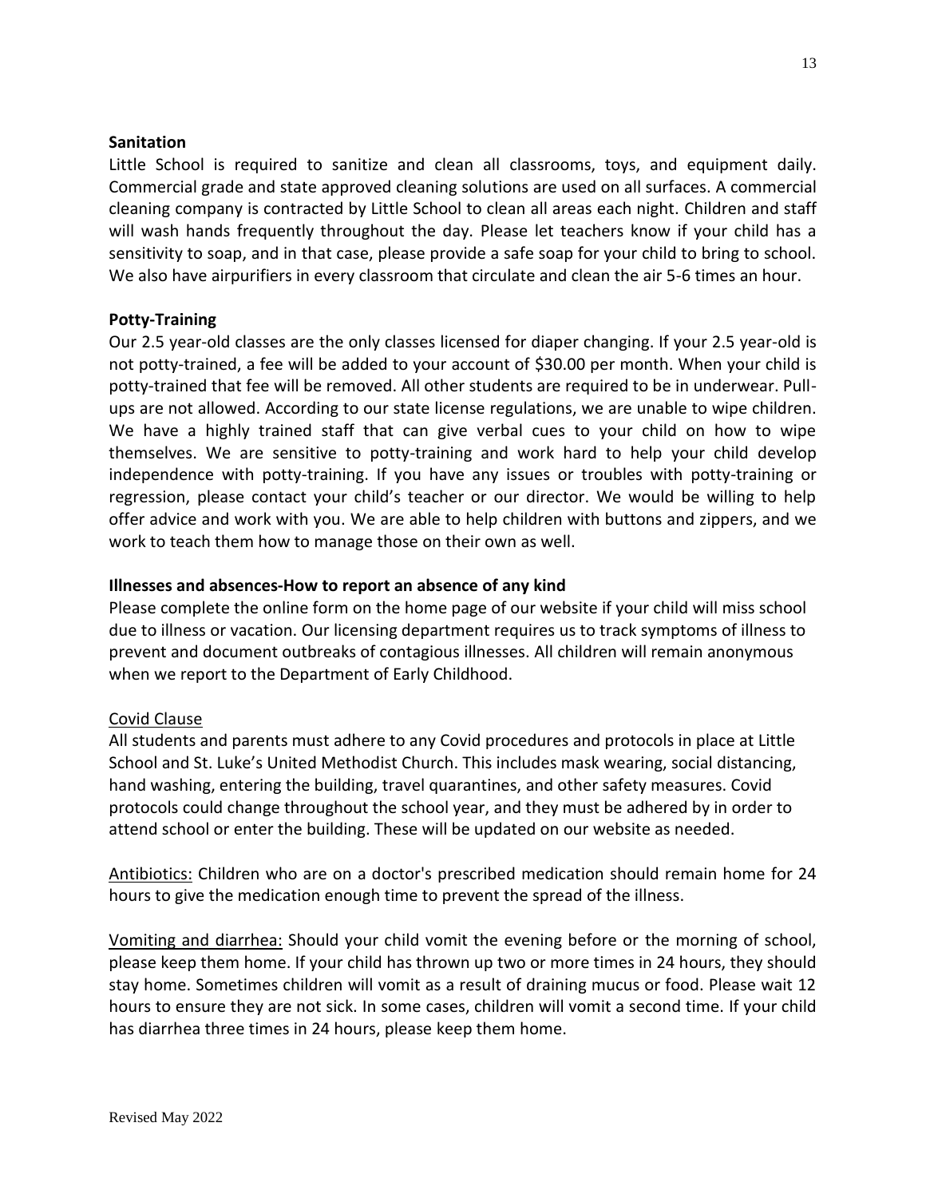**Sanitation**

Little School is required to sanitize and clean all classrooms, toys, and equipment daily. Commercial grade and state approved cleaning solutions are used on all surfaces. A commercial cleaning company is contracted by Little School to clean all areas each night. Children and staff will wash hands frequently throughout the day. Please let teachers know if your child has a sensitivity to soap, and in that case, please provide a safe soap for your child to bring to school. We also have airpurifiers in every classroom that circulate and clean the air 5-6 times an hour.

**Potty-Training**

Our 2.5 year-old classes are the only classes licensed for diaper changing. If your 2.5 year-old is not potty-trained, a fee will be added to your account of $30.00 per month. When your child is potty-trained that fee will be removed. All other students are required to be in underwear. Pull-ups are not allowed. According to our state license regulations, we are unable to wipe children. We have a highly trained staff that can give verbal cues to your child on how to wipe themselves. We are sensitive to potty-training and work hard to help your child develop independence with potty-training. If you have any issues or troubles with potty-training or regression, please contact your child's teacher or our director. We would be willing to help offer advice and work with you. We are able to help children with buttons and zippers, and we work to teach them how to manage those on their own as well.

**Illnesses and absences-How to report an absence of any kind**

Please complete the online form on the home page of our website if your child will miss school due to illness or vacation. Our licensing department requires us to track symptoms of illness to prevent and document outbreaks of contagious illnesses. All children will remain anonymous when we report to the Department of Early Childhood.

Covid Clause

All students and parents must adhere to any Covid procedures and protocols in place at Little School and St. Luke's United Methodist Church. This includes mask wearing, social distancing, hand washing, entering the building, travel quarantines, and other safety measures. Covid protocols could change throughout the school year, and they must be adhered by in order to attend school or enter the building. These will be updated on our website as needed.

Antibiotics: Children who are on a doctor's prescribed medication should remain home for 24 hours to give the medication enough time to prevent the spread of the illness.

Vomiting and diarrhea: Should your child vomit the evening before or the morning of school, please keep them home. If your child has thrown up two or more times in 24 hours, they should stay home. Sometimes children will vomit as a result of draining mucus or food. Please wait 12 hours to ensure they are not sick. In some cases, children will vomit a second time. If your child has diarrhea three times in 24 hours, please keep them home.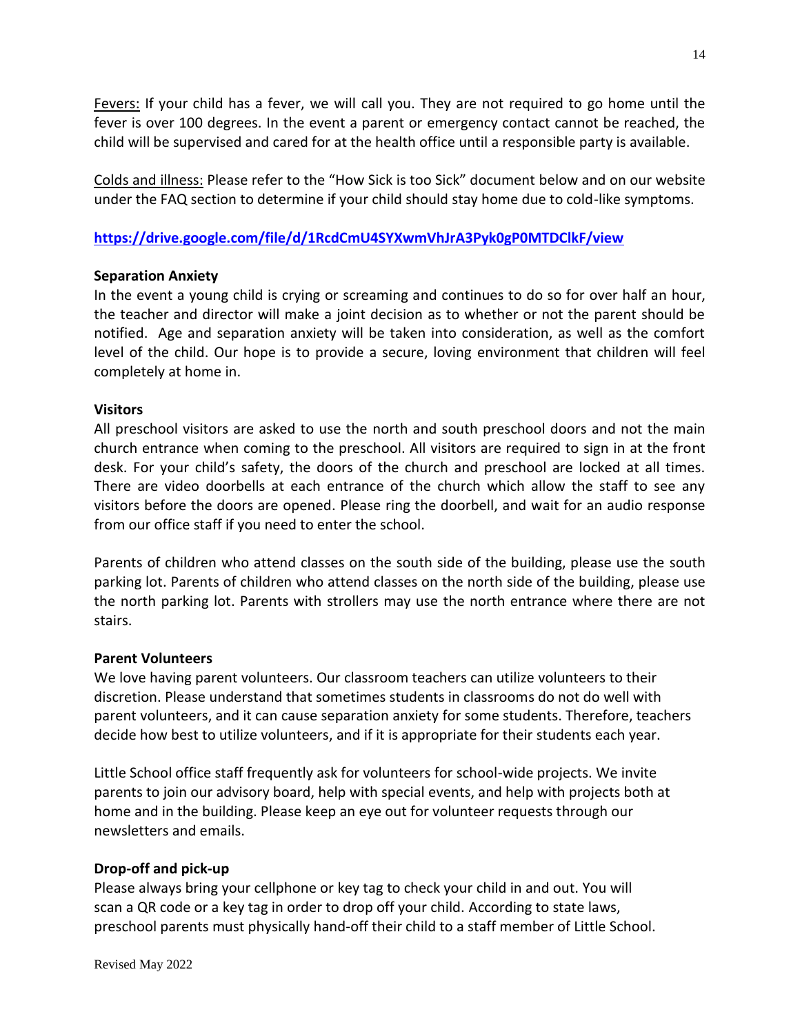Fevers: If your child has a fever, we will call you. They are not required to go home until the fever is over 100 degrees. In the event a parent or emergency contact cannot be reached, the child will be supervised and cared for at the health office until a responsible party is available.

Colds and illness: Please refer to the "How Sick is too Sick" document below and on our website under the FAQ section to determine if your child should stay home due to cold-like symptoms.

**https://drive.google.com/file/d/1RcdCmU4SYXwmVhJrA3Pyk0gP0MTDClkF/view**

**Separation Anxiety**

In the event a young child is crying or screaming and continues to do so for over half an hour, the teacher and director will make a joint decision as to whether or not the parent should be notified. Age and separation anxiety will be taken into consideration, as well as the comfort level of the child. Our hope is to provide a secure, loving environment that children will feel completely at home in.

**Visitors**

All preschool visitors are asked to use the north and south preschool doors and not the main church entrance when coming to the preschool. All visitors are required to sign in at the front desk. For your child's safety, the doors of the church and preschool are locked at all times. There are video doorbells at each entrance of the church which allow the staff to see any visitors before the doors are opened. Please ring the doorbell, and wait for an audio response from our office staff if you need to enter the school.

Parents of children who attend classes on the south side of the building, please use the south parking lot. Parents of children who attend classes on the north side of the building, please use the north parking lot. Parents with strollers may use the north entrance where there are not stairs.

**Parent Volunteers**

We love having parent volunteers. Our classroom teachers can utilize volunteers to their discretion. Please understand that sometimes students in classrooms do not do well with parent volunteers, and it can cause separation anxiety for some students. Therefore, teachers decide how best to utilize volunteers, and if it is appropriate for their students each year.

Little School office staff frequently ask for volunteers for school-wide projects. We invite parents to join our advisory board, help with special events, and help with projects both at home and in the building. Please keep an eye out for volunteer requests through our newsletters and emails.

**Drop-off and pick-up**

Please always bring your cellphone or key tag to check your child in and out. You will scan a QR code or a key tag in order to drop off your child. According to state laws, preschool parents must physically hand-off their child to a staff member of Little School.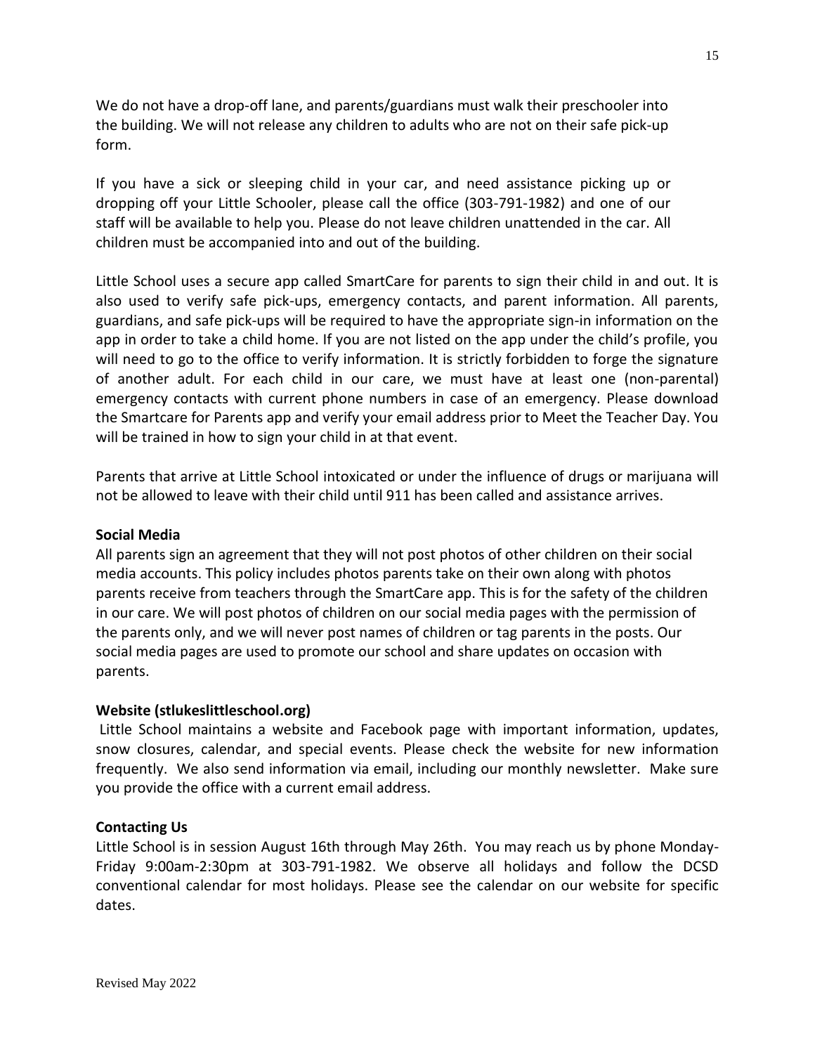We do not have a drop-off lane, and parents/guardians must walk their preschooler into the building. We will not release any children to adults who are not on their safe pick-up form.

If you have a sick or sleeping child in your car, and need assistance picking up or dropping off your Little Schooler, please call the office (303-791-1982) and one of our staff will be available to help you. Please do not leave children unattended in the car. All children must be accompanied into and out of the building.

Little School uses a secure app called SmartCare for parents to sign their child in and out. It is also used to verify safe pick-ups, emergency contacts, and parent information. All parents, guardians, and safe pick-ups will be required to have the appropriate sign-in information on the app in order to take a child home. If you are not listed on the app under the child's profile, you will need to go to the office to verify information. It is strictly forbidden to forge the signature of another adult. For each child in our care, we must have at least one (non-parental) emergency contacts with current phone numbers in case of an emergency. Please download the Smartcare for Parents app and verify your email address prior to Meet the Teacher Day. You will be trained in how to sign your child in at that event.

Parents that arrive at Little School intoxicated or under the influence of drugs or marijuana will not be allowed to leave with their child until 911 has been called and assistance arrives.

**Social Media**

All parents sign an agreement that they will not post photos of other children on their social media accounts. This policy includes photos parents take on their own along with photos parents receive from teachers through the SmartCare app. This is for the safety of the children in our care. We will post photos of children on our social media pages with the permission of the parents only, and we will never post names of children or tag parents in the posts. Our social media pages are used to promote our school and share updates on occasion with parents.

**Website (stlukeslittleschool.org)**

Little School maintains a website and Facebook page with important information, updates, snow closures, calendar, and special events. Please check the website for new information frequently. We also send information via email, including our monthly newsletter. Make sure you provide the office with a current email address.

**Contacting Us**

Little School is in session August 16th through May 26th. You may reach us by phone Monday-Friday 9:00am-2:30pm at 303-791-1982. We observe all holidays and follow the DCSD conventional calendar for most holidays. Please see the calendar on our website for specific dates.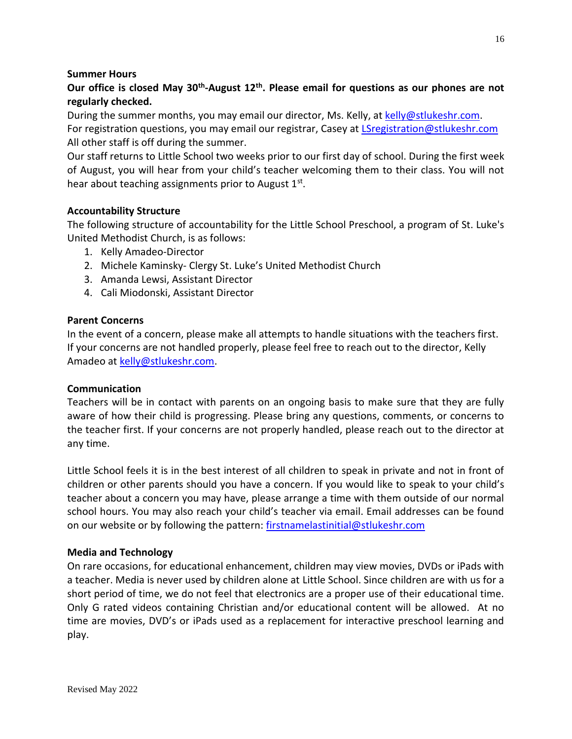**Summer Hours**

**Our office is closed May 30th-August 12th. Please email for questions as our phones are not regularly checked.**

During the summer months, you may email our director, Ms. Kelly, at kelly@stlukeshr.com.
For registration questions, you may email our registrar, Casey at LSregistration@stlukeshr.com
All other staff is off during the summer.
Our staff returns to Little School two weeks prior to our first day of school. During the first week of August, you will hear from your child's teacher welcoming them to their class. You will not hear about teaching assignments prior to August 1st.

**Accountability Structure**

The following structure of accountability for the Little School Preschool, a program of St. Luke's United Methodist Church, is as follows:

1. Kelly Amadeo-Director
2. Michele Kaminsky- Clergy St. Luke's United Methodist Church
3. Amanda Lewsi, Assistant Director
4. Cali Miodonski, Assistant Director

**Parent Concerns**

In the event of a concern, please make all attempts to handle situations with the teachers first. If your concerns are not handled properly, please feel free to reach out to the director, Kelly Amadeo at kelly@stlukeshr.com.

**Communication**

Teachers will be in contact with parents on an ongoing basis to make sure that they are fully aware of how their child is progressing. Please bring any questions, comments, or concerns to the teacher first. If your concerns are not properly handled, please reach out to the director at any time.

Little School feels it is in the best interest of all children to speak in private and not in front of children or other parents should you have a concern. If you would like to speak to your child's teacher about a concern you may have, please arrange a time with them outside of our normal school hours. You may also reach your child's teacher via email. Email addresses can be found on our website or by following the pattern: firstnamelastinitial@stlukeshr.com

**Media and Technology**

On rare occasions, for educational enhancement, children may view movies, DVDs or iPads with a teacher. Media is never used by children alone at Little School. Since children are with us for a short period of time, we do not feel that electronics are a proper use of their educational time. Only G rated videos containing Christian and/or educational content will be allowed. At no time are movies, DVD's or iPads used as a replacement for interactive preschool learning and play.

Revised May 2022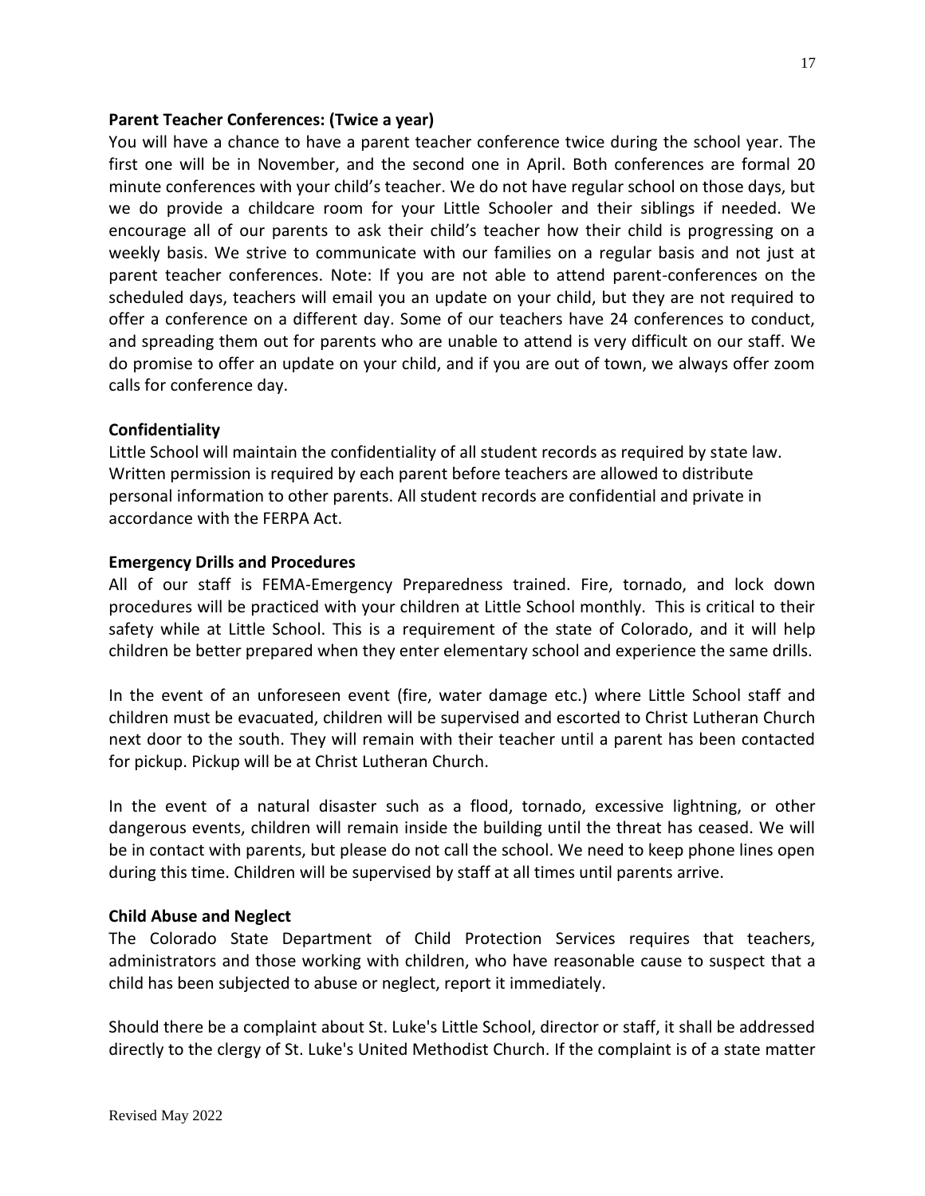**Parent Teacher Conferences: (Twice a year)**

You will have a chance to have a parent teacher conference twice during the school year. The first one will be in November, and the second one in April. Both conferences are formal 20 minute conferences with your child's teacher. We do not have regular school on those days, but we do provide a childcare room for your Little Schooler and their siblings if needed. We encourage all of our parents to ask their child's teacher how their child is progressing on a weekly basis. We strive to communicate with our families on a regular basis and not just at parent teacher conferences. Note: If you are not able to attend parent-conferences on the scheduled days, teachers will email you an update on your child, but they are not required to offer a conference on a different day. Some of our teachers have 24 conferences to conduct, and spreading them out for parents who are unable to attend is very difficult on our staff. We do promise to offer an update on your child, and if you are out of town, we always offer zoom calls for conference day.

**Confidentiality**

Little School will maintain the confidentiality of all student records as required by state law. Written permission is required by each parent before teachers are allowed to distribute personal information to other parents. All student records are confidential and private in accordance with the FERPA Act.

**Emergency Drills and Procedures**

All of our staff is FEMA-Emergency Preparedness trained. Fire, tornado, and lock down procedures will be practiced with your children at Little School monthly. This is critical to their safety while at Little School. This is a requirement of the state of Colorado, and it will help children be better prepared when they enter elementary school and experience the same drills.

In the event of an unforeseen event (fire, water damage etc.) where Little School staff and children must be evacuated, children will be supervised and escorted to Christ Lutheran Church next door to the south. They will remain with their teacher until a parent has been contacted for pickup. Pickup will be at Christ Lutheran Church.

In the event of a natural disaster such as a flood, tornado, excessive lightning, or other dangerous events, children will remain inside the building until the threat has ceased. We will be in contact with parents, but please do not call the school. We need to keep phone lines open during this time. Children will be supervised by staff at all times until parents arrive.

**Child Abuse and Neglect**

The Colorado State Department of Child Protection Services requires that teachers, administrators and those working with children, who have reasonable cause to suspect that a child has been subjected to abuse or neglect, report it immediately.

Should there be a complaint about St. Luke's Little School, director or staff, it shall be addressed directly to the clergy of St. Luke's United Methodist Church. If the complaint is of a state matter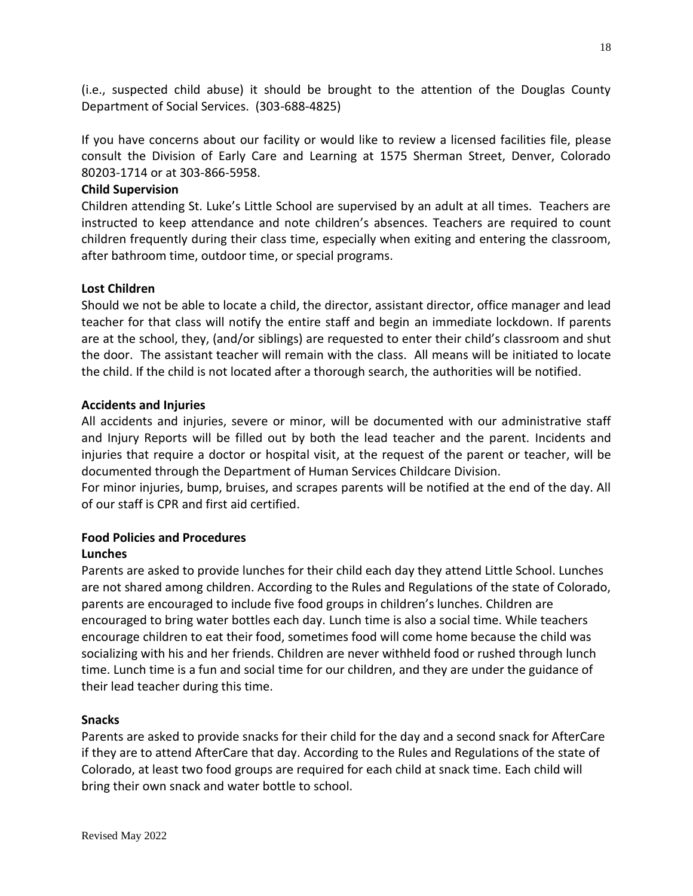(i.e., suspected child abuse) it should be brought to the attention of the Douglas County Department of Social Services. (303-688-4825)

If you have concerns about our facility or would like to review a licensed facilities file, please consult the Division of Early Care and Learning at 1575 Sherman Street, Denver, Colorado 80203-1714 or at 303-866-5958.

**Child Supervision**

Children attending St. Luke's Little School are supervised by an adult at all times. Teachers are instructed to keep attendance and note children's absences. Teachers are required to count children frequently during their class time, especially when exiting and entering the classroom, after bathroom time, outdoor time, or special programs.

**Lost Children**

Should we not be able to locate a child, the director, assistant director, office manager and lead teacher for that class will notify the entire staff and begin an immediate lockdown. If parents are at the school, they, (and/or siblings) are requested to enter their child's classroom and shut the door. The assistant teacher will remain with the class. All means will be initiated to locate the child. If the child is not located after a thorough search, the authorities will be notified.

**Accidents and Injuries**

All accidents and injuries, severe or minor, will be documented with our administrative staff and Injury Reports will be filled out by both the lead teacher and the parent. Incidents and injuries that require a doctor or hospital visit, at the request of the parent or teacher, will be documented through the Department of Human Services Childcare Division.

For minor injuries, bump, bruises, and scrapes parents will be notified at the end of the day. All of our staff is CPR and first aid certified.

**Food Policies and Procedures**

**Lunches**

Parents are asked to provide lunches for their child each day they attend Little School. Lunches are not shared among children. According to the Rules and Regulations of the state of Colorado, parents are encouraged to include five food groups in children's lunches. Children are encouraged to bring water bottles each day. Lunch time is also a social time. While teachers encourage children to eat their food, sometimes food will come home because the child was socializing with his and her friends. Children are never withheld food or rushed through lunch time. Lunch time is a fun and social time for our children, and they are under the guidance of their lead teacher during this time.

**Snacks**

Parents are asked to provide snacks for their child for the day and a second snack for AfterCare if they are to attend AfterCare that day. According to the Rules and Regulations of the state of Colorado, at least two food groups are required for each child at snack time. Each child will bring their own snack and water bottle to school.

Revised May 2022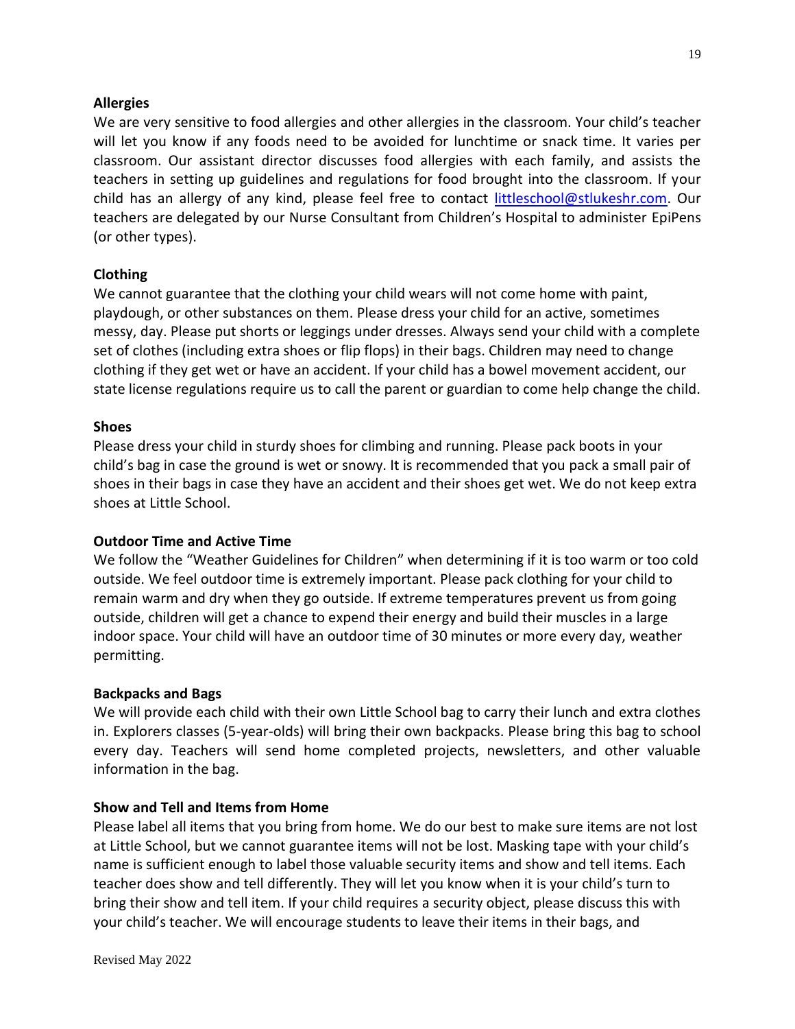**Allergies**

We are very sensitive to food allergies and other allergies in the classroom. Your child's teacher will let you know if any foods need to be avoided for lunchtime or snack time. It varies per classroom. Our assistant director discusses food allergies with each family, and assists the teachers in setting up guidelines and regulations for food brought into the classroom. If your child has an allergy of any kind, please feel free to contact [littleschool@stlukeshr.com](mailto:littleschool@stlukeshr.com). Our teachers are delegated by our Nurse Consultant from Children's Hospital to administer EpiPens (or other types).

**Clothing**

We cannot guarantee that the clothing your child wears will not come home with paint, playdough, or other substances on them. Please dress your child for an active, sometimes messy, day. Please put shorts or leggings under dresses. Always send your child with a complete set of clothes (including extra shoes or flip flops) in their bags. Children may need to change clothing if they get wet or have an accident. If your child has a bowel movement accident, our state license regulations require us to call the parent or guardian to come help change the child.

**Shoes**

Please dress your child in sturdy shoes for climbing and running. Please pack boots in your child's bag in case the ground is wet or snowy. It is recommended that you pack a small pair of shoes in their bags in case they have an accident and their shoes get wet. We do not keep extra shoes at Little School.

**Outdoor Time and Active Time**

We follow the "Weather Guidelines for Children" when determining if it is too warm or too cold outside. We feel outdoor time is extremely important. Please pack clothing for your child to remain warm and dry when they go outside. If extreme temperatures prevent us from going outside, children will get a chance to expend their energy and build their muscles in a large indoor space. Your child will have an outdoor time of 30 minutes or more every day, weather permitting.

**Backpacks and Bags**

We will provide each child with their own Little School bag to carry their lunch and extra clothes in. Explorers classes (5-year-olds) will bring their own backpacks. Please bring this bag to school every day. Teachers will send home completed projects, newsletters, and other valuable information in the bag.

**Show and Tell and Items from Home**

Please label all items that you bring from home. We do our best to make sure items are not lost at Little School, but we cannot guarantee items will not be lost. Masking tape with your child's name is sufficient enough to label those valuable security items and show and tell items. Each teacher does show and tell differently. They will let you know when it is your child's turn to bring their show and tell item. If your child requires a security object, please discuss this with your child's teacher. We will encourage students to leave their items in their bags, and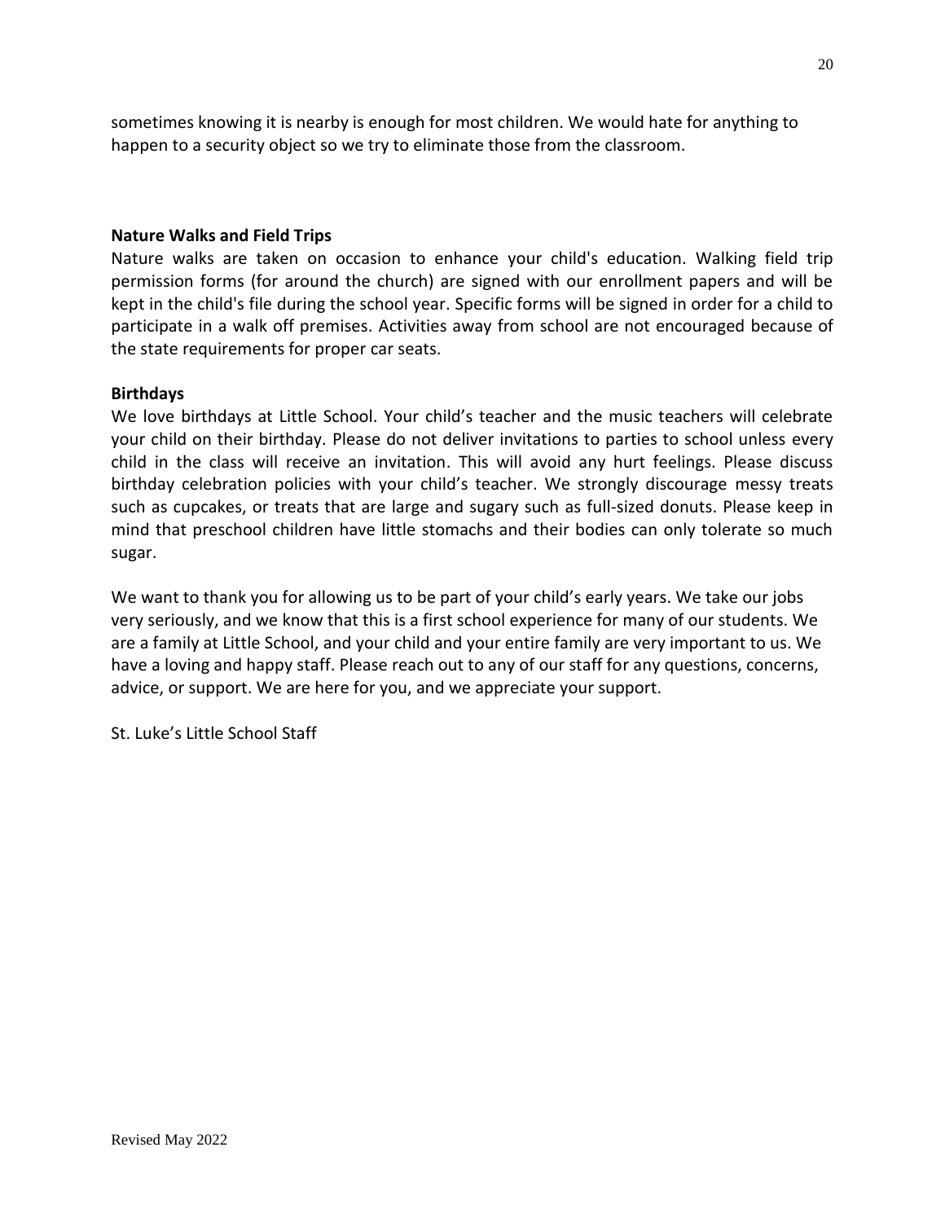sometimes knowing it is nearby is enough for most children. We would hate for anything to happen to a security object so we try to eliminate those from the classroom.

**Nature Walks and Field Trips**

Nature walks are taken on occasion to enhance your child's education. Walking field trip permission forms (for around the church) are signed with our enrollment papers and will be kept in the child's file during the school year. Specific forms will be signed in order for a child to participate in a walk off premises. Activities away from school are not encouraged because of the state requirements for proper car seats.

**Birthdays**

We love birthdays at Little School. Your child's teacher and the music teachers will celebrate your child on their birthday. Please do not deliver invitations to parties to school unless every child in the class will receive an invitation. This will avoid any hurt feelings. Please discuss birthday celebration policies with your child's teacher. We strongly discourage messy treats such as cupcakes, or treats that are large and sugary such as full-sized donuts. Please keep in mind that preschool children have little stomachs and their bodies can only tolerate so much sugar.

We want to thank you for allowing us to be part of your child's early years. We take our jobs very seriously, and we know that this is a first school experience for many of our students. We are a family at Little School, and your child and your entire family are very important to us. We have a loving and happy staff. Please reach out to any of our staff for any questions, concerns, advice, or support. We are here for you, and we appreciate your support.

St. Luke's Little School Staff